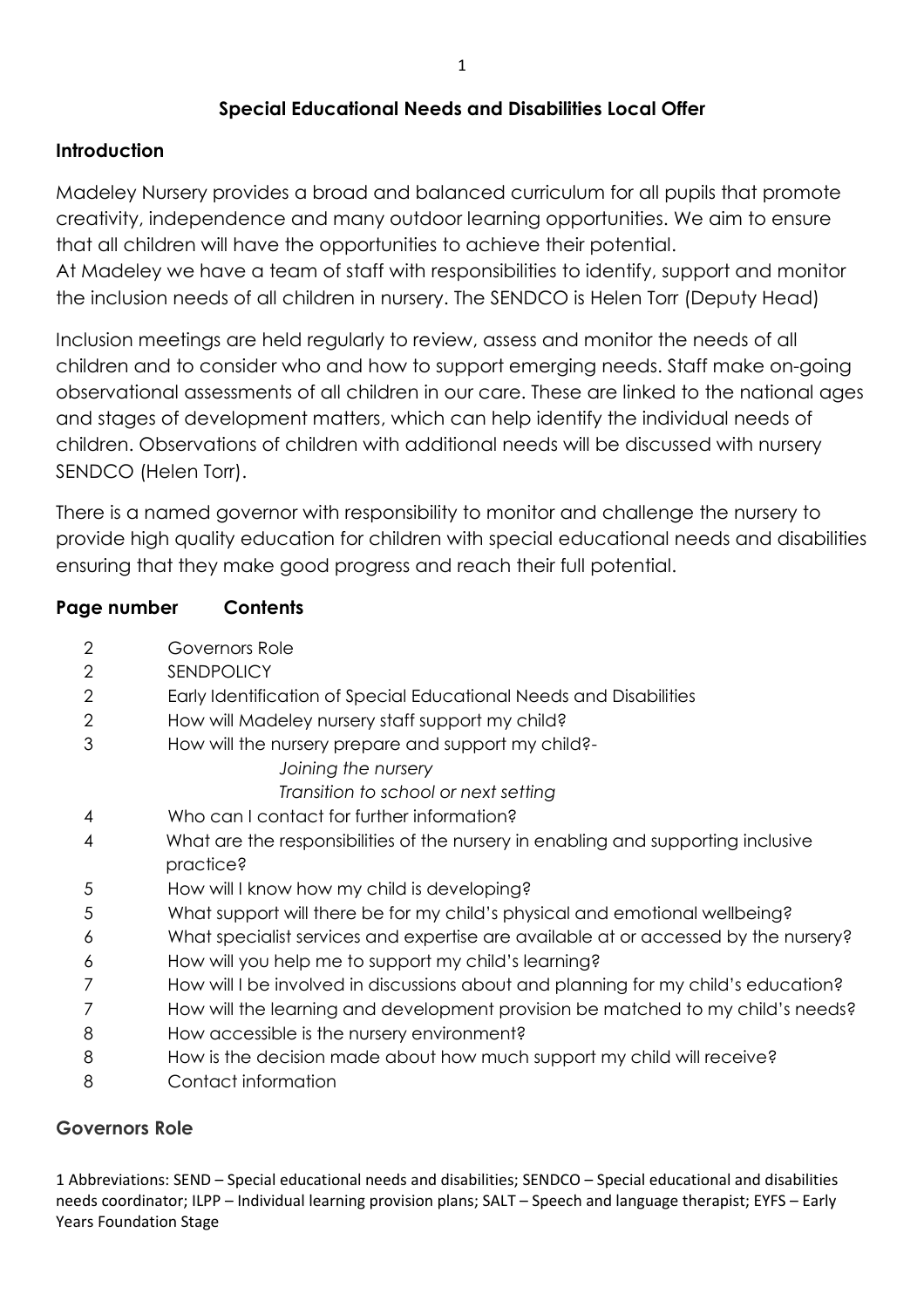# Special Educational Needs and Disabilities Local Offer

## Introduction

Madeley Nursery provides a broad and balanced curriculum for all pupils that promote creativity, independence and many outdoor learning opportunities. We aim to ensure that all children will have the opportunities to achieve their potential.
At Madeley we have a team of staff with responsibilities to identify, support and monitor the inclusion needs of all children in nursery. The SENDCO is Helen Torr (Deputy Head)

Inclusion meetings are held regularly to review, assess and monitor the needs of all children and to consider who and how to support emerging needs. Staff make on-going observational assessments of all children in our care. These are linked to the national ages and stages of development matters, which can help identify the individual needs of children. Observations of children with additional needs will be discussed with nursery SENDCO (Helen Torr).

There is a named governor with responsibility to monitor and challenge the nursery to provide high quality education for children with special educational needs and disabilities ensuring that they make good progress and reach their full potential.

| Page number | Contents |
|---|---|
| 2 | Governors Role |
| 2 | SENDPOLICY |
| 2 | Early Identification of Special Educational Needs and Disabilities |
| 2 | How will Madeley nursery staff support my child? |
| 3 | How will the nursery prepare and support my child?- *Joining the nursery* *Transition to school or next setting* |
| 4 | Who can I contact for further information? |
| 4 | What are the responsibilities of the nursery in enabling and supporting inclusive practice? |
| 5 | How will I know how my child is developing? |
| 5 | What support will there be for my child's physical and emotional wellbeing? |
| 6 | What specialist services and expertise are available at or accessed by the nursery? |
| 6 | How will you help me to support my child's learning? |
| 7 | How will I be involved in discussions about and planning for my child's education? |
| 7 | How will the learning and development provision be matched to my child's needs? |
| 8 | How accessible is the nursery environment? |
| 8 | How is the decision made about how much support my child will receive? |
| 8 | Contact information |

## Governors Role

[1] Abbreviations: SEND – Special educational needs and disabilities; SENDCO – Special educational and disabilities needs coordinator; ILPP – Individual learning provision plans; SALT – Speech and language therapist; EYFS – Early Years Foundation Stage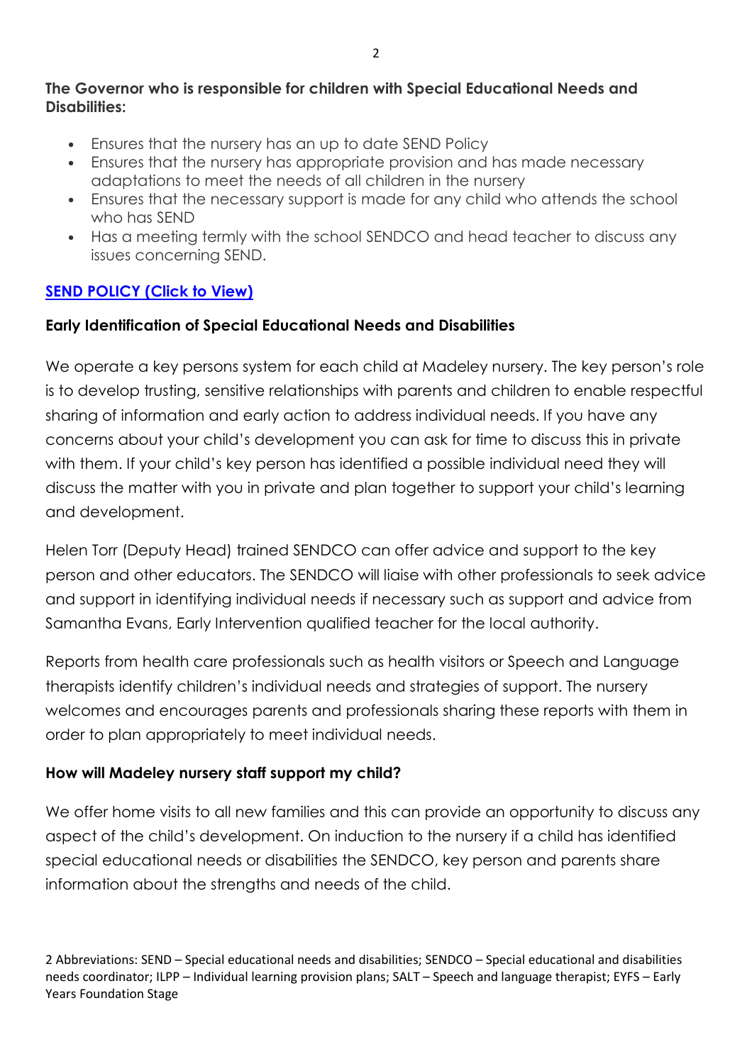**The Governor who is responsible for children with Special Educational Needs and Disabilities:**

- Ensures that the nursery has an up to date SEND Policy
- Ensures that the nursery has appropriate provision and has made necessary adaptations to meet the needs of all children in the nursery
- Ensures that the necessary support is made for any child who attends the school who has SEND
- Has a meeting termly with the school SENDCO and head teacher to discuss any issues concerning SEND.

**SEND POLICY (Click to View)**

**Early Identification of Special Educational Needs and Disabilities**

We operate a key persons system for each child at Madeley nursery. The key person's role is to develop trusting, sensitive relationships with parents and children to enable respectful sharing of information and early action to address individual needs. If you have any concerns about your child's development you can ask for time to discuss this in private with them. If your child's key person has identified a possible individual need they will discuss the matter with you in private and plan together to support your child's learning and development.

Helen Torr (Deputy Head) trained SENDCO can offer advice and support to the key person and other educators. The SENDCO will liaise with other professionals to seek advice and support in identifying individual needs if necessary such as support and advice from Samantha Evans, Early Intervention qualified teacher for the local authority.

Reports from health care professionals such as health visitors or Speech and Language therapists identify children's individual needs and strategies of support. The nursery welcomes and encourages parents and professionals sharing these reports with them in order to plan appropriately to meet individual needs.

**How will Madeley nursery staff support my child?**

We offer home visits to all new families and this can provide an opportunity to discuss any aspect of the child's development. On induction to the nursery if a child has identified special educational needs or disabilities the SENDCO, key person and parents share information about the strengths and needs of the child.

2 Abbreviations: SEND – Special educational needs and disabilities; SENDCO – Special educational and disabilities needs coordinator; ILPP – Individual learning provision plans; SALT – Speech and language therapist; EYFS – Early Years Foundation Stage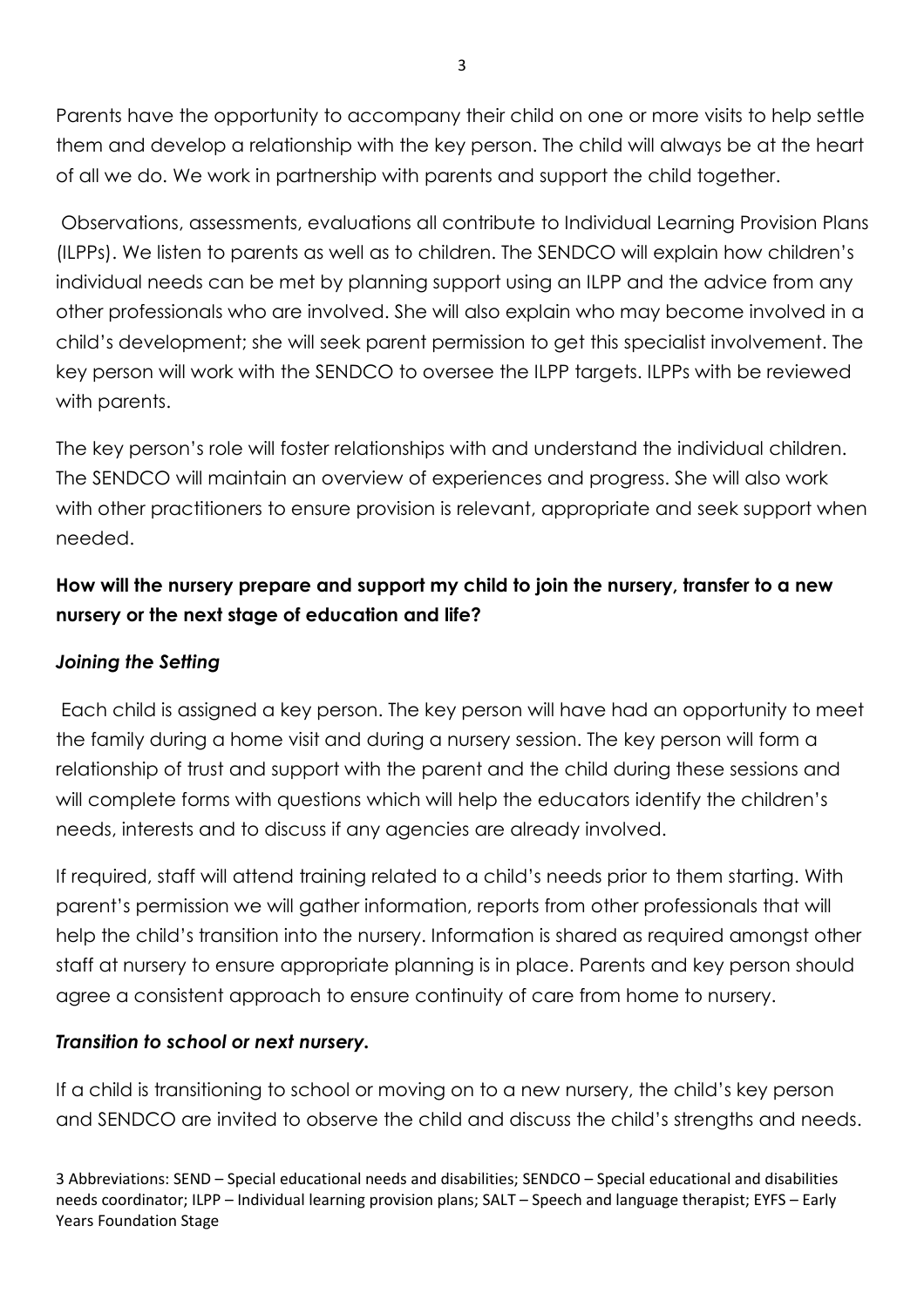Parents have the opportunity to accompany their child on one or more visits to help settle them and develop a relationship with the key person. The child will always be at the heart of all we do. We work in partnership with parents and support the child together.

Observations, assessments, evaluations all contribute to Individual Learning Provision Plans (ILPPs). We listen to parents as well as to children. The SENDCO will explain how children's individual needs can be met by planning support using an ILPP and the advice from any other professionals who are involved. She will also explain who may become involved in a child's development; she will seek parent permission to get this specialist involvement. The key person will work with the SENDCO to oversee the ILPP targets. ILPPs with be reviewed with parents.

The key person's role will foster relationships with and understand the individual children. The SENDCO will maintain an overview of experiences and progress. She will also work with other practitioners to ensure provision is relevant, appropriate and seek support when needed.

**How will the nursery prepare and support my child to join the nursery, transfer to a new nursery or the next stage of education and life?**

***Joining the Setting***

Each child is assigned a key person. The key person will have had an opportunity to meet the family during a home visit and during a nursery session. The key person will form a relationship of trust and support with the parent and the child during these sessions and will complete forms with questions which will help the educators identify the children's needs, interests and to discuss if any agencies are already involved.

If required, staff will attend training related to a child's needs prior to them starting. With parent's permission we will gather information, reports from other professionals that will help the child's transition into the nursery. Information is shared as required amongst other staff at nursery to ensure appropriate planning is in place. Parents and key person should agree a consistent approach to ensure continuity of care from home to nursery.

***Transition to school or next nursery.***

If a child is transitioning to school or moving on to a new nursery, the child's key person and SENDCO are invited to observe the child and discuss the child's strengths and needs.

3 Abbreviations: SEND – Special educational needs and disabilities; SENDCO – Special educational and disabilities needs coordinator; ILPP – Individual learning provision plans; SALT – Speech and language therapist; EYFS – Early Years Foundation Stage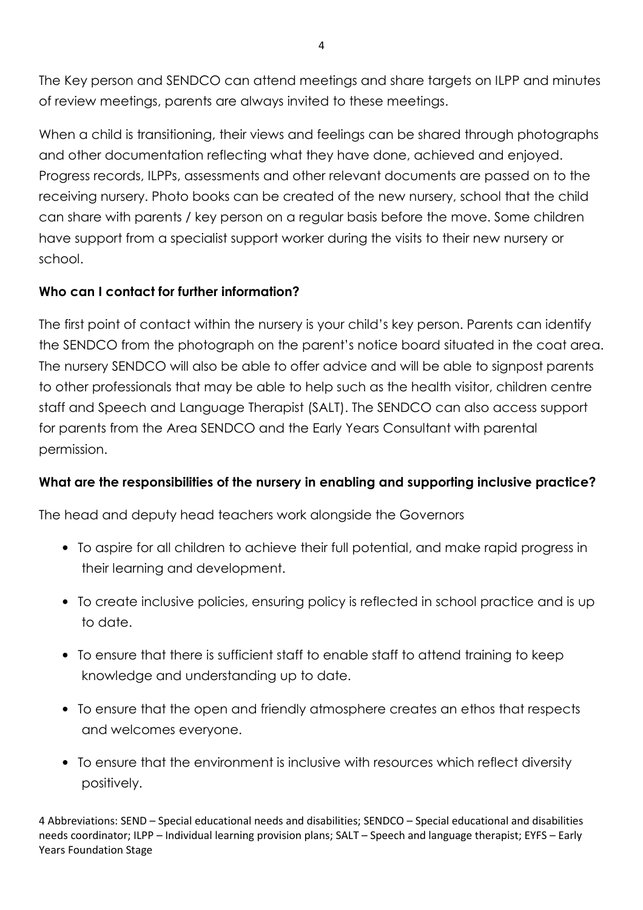The Key person and SENDCO can attend meetings and share targets on ILPP and minutes of review meetings, parents are always invited to these meetings.

When a child is transitioning, their views and feelings can be shared through photographs and other documentation reflecting what they have done, achieved and enjoyed. Progress records, ILPPs, assessments and other relevant documents are passed on to the receiving nursery. Photo books can be created of the new nursery, school that the child can share with parents / key person on a regular basis before the move. Some children have support from a specialist support worker during the visits to their new nursery or school.

**Who can I contact for further information?**

The first point of contact within the nursery is your child's key person. Parents can identify the SENDCO from the photograph on the parent's notice board situated in the coat area. The nursery SENDCO will also be able to offer advice and will be able to signpost parents to other professionals that may be able to help such as the health visitor, children centre staff and Speech and Language Therapist (SALT). The SENDCO can also access support for parents from the Area SENDCO and the Early Years Consultant with parental permission.

**What are the responsibilities of the nursery in enabling and supporting inclusive practice?**

The head and deputy head teachers work alongside the Governors

- To aspire for all children to achieve their full potential, and make rapid progress in their learning and development.
- To create inclusive policies, ensuring policy is reflected in school practice and is up to date.
- To ensure that there is sufficient staff to enable staff to attend training to keep knowledge and understanding up to date.
- To ensure that the open and friendly atmosphere creates an ethos that respects and welcomes everyone.
- To ensure that the environment is inclusive with resources which reflect diversity positively.

4 Abbreviations: SEND – Special educational needs and disabilities; SENDCO – Special educational and disabilities needs coordinator; ILPP – Individual learning provision plans; SALT – Speech and language therapist; EYFS – Early Years Foundation Stage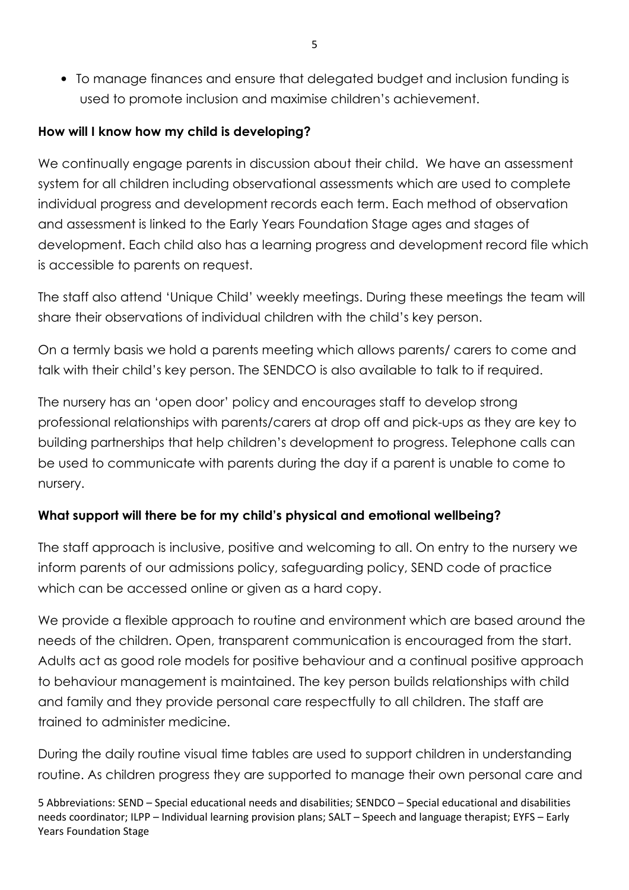- To manage finances and ensure that delegated budget and inclusion funding is used to promote inclusion and maximise children's achievement.

**How will I know how my child is developing?**

We continually engage parents in discussion about their child. We have an assessment system for all children including observational assessments which are used to complete individual progress and development records each term. Each method of observation and assessment is linked to the Early Years Foundation Stage ages and stages of development. Each child also has a learning progress and development record file which is accessible to parents on request.

The staff also attend 'Unique Child' weekly meetings. During these meetings the team will share their observations of individual children with the child's key person.

On a termly basis we hold a parents meeting which allows parents/ carers to come and talk with their child's key person. The SENDCO is also available to talk to if required.

The nursery has an 'open door' policy and encourages staff to develop strong professional relationships with parents/carers at drop off and pick-ups as they are key to building partnerships that help children's development to progress. Telephone calls can be used to communicate with parents during the day if a parent is unable to come to nursery.

**What support will there be for my child's physical and emotional wellbeing?**

The staff approach is inclusive, positive and welcoming to all. On entry to the nursery we inform parents of our admissions policy, safeguarding policy, SEND code of practice which can be accessed online or given as a hard copy.

We provide a flexible approach to routine and environment which are based around the needs of the children. Open, transparent communication is encouraged from the start. Adults act as good role models for positive behaviour and a continual positive approach to behaviour management is maintained. The key person builds relationships with child and family and they provide personal care respectfully to all children. The staff are trained to administer medicine.

During the daily routine visual time tables are used to support children in understanding routine. As children progress they are supported to manage their own personal care and

5 Abbreviations: SEND – Special educational needs and disabilities; SENDCO – Special educational and disabilities needs coordinator; ILPP – Individual learning provision plans; SALT – Speech and language therapist; EYFS – Early Years Foundation Stage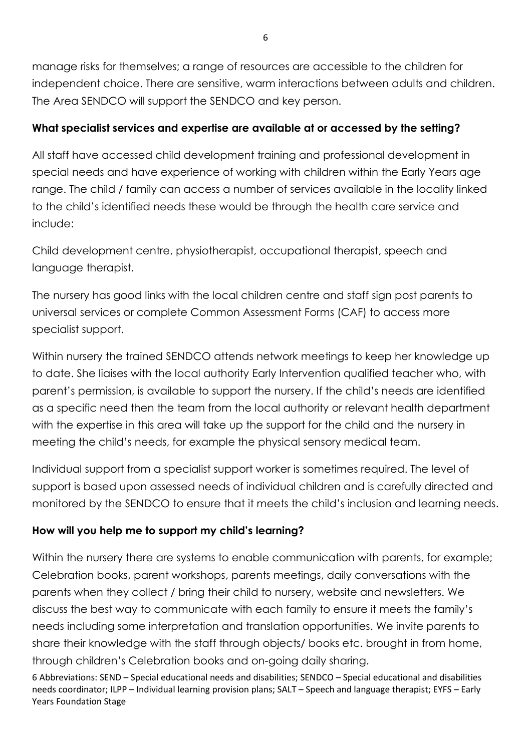manage risks for themselves; a range of resources are accessible to the children for independent choice. There are sensitive, warm interactions between adults and children. The Area SENDCO will support the SENDCO and key person.

**What specialist services and expertise are available at or accessed by the setting?**

All staff have accessed child development training and professional development in special needs and have experience of working with children within the Early Years age range. The child / family can access a number of services available in the locality linked to the child's identified needs these would be through the health care service and include:

Child development centre, physiotherapist, occupational therapist, speech and language therapist.

The nursery has good links with the local children centre and staff sign post parents to universal services or complete Common Assessment Forms (CAF) to access more specialist support.

Within nursery the trained SENDCO attends network meetings to keep her knowledge up to date. She liaises with the local authority Early Intervention qualified teacher who, with parent's permission, is available to support the nursery. If the child's needs are identified as a specific need then the team from the local authority or relevant health department with the expertise in this area will take up the support for the child and the nursery in meeting the child's needs, for example the physical sensory medical team.

Individual support from a specialist support worker is sometimes required. The level of support is based upon assessed needs of individual children and is carefully directed and monitored by the SENDCO to ensure that it meets the child's inclusion and learning needs.

**How will you help me to support my child's learning?**

Within the nursery there are systems to enable communication with parents, for example; Celebration books, parent workshops, parents meetings, daily conversations with the parents when they collect / bring their child to nursery, website and newsletters. We discuss the best way to communicate with each family to ensure it meets the family's needs including some interpretation and translation opportunities. We invite parents to share their knowledge with the staff through objects/ books etc. brought in from home, through children's Celebration books and on-going daily sharing.

6 Abbreviations: SEND – Special educational needs and disabilities; SENDCO – Special educational and disabilities needs coordinator; ILPP – Individual learning provision plans; SALT – Speech and language therapist; EYFS – Early Years Foundation Stage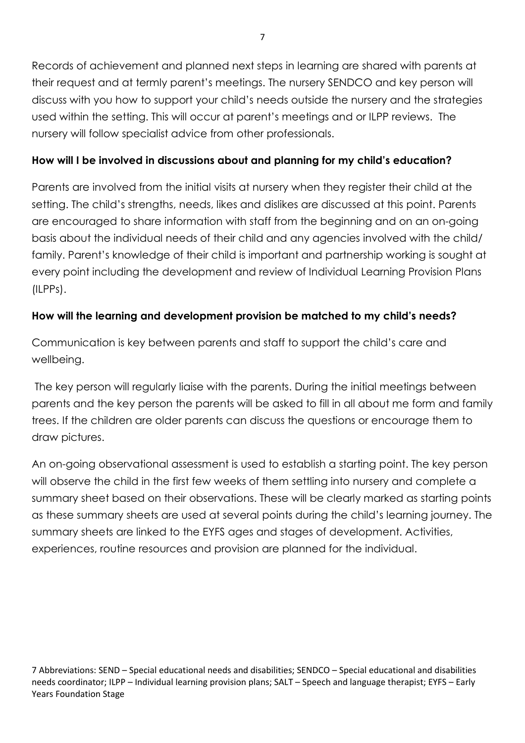Records of achievement and planned next steps in learning are shared with parents at their request and at termly parent's meetings. The nursery SENDCO and key person will discuss with you how to support your child's needs outside the nursery and the strategies used within the setting. This will occur at parent's meetings and or ILPP reviews. The nursery will follow specialist advice from other professionals.

**How will I be involved in discussions about and planning for my child's education?**

Parents are involved from the initial visits at nursery when they register their child at the setting. The child's strengths, needs, likes and dislikes are discussed at this point. Parents are encouraged to share information with staff from the beginning and on an on-going basis about the individual needs of their child and any agencies involved with the child/ family. Parent's knowledge of their child is important and partnership working is sought at every point including the development and review of Individual Learning Provision Plans (ILPPs).

**How will the learning and development provision be matched to my child's needs?**

Communication is key between parents and staff to support the child's care and wellbeing.

The key person will regularly liaise with the parents. During the initial meetings between parents and the key person the parents will be asked to fill in all about me form and family trees. If the children are older parents can discuss the questions or encourage them to draw pictures.

An on-going observational assessment is used to establish a starting point. The key person will observe the child in the first few weeks of them settling into nursery and complete a summary sheet based on their observations. These will be clearly marked as starting points as these summary sheets are used at several points during the child's learning journey. The summary sheets are linked to the EYFS ages and stages of development. Activities, experiences, routine resources and provision are planned for the individual.

7 Abbreviations: SEND – Special educational needs and disabilities; SENDCO – Special educational and disabilities needs coordinator; ILPP – Individual learning provision plans; SALT – Speech and language therapist; EYFS – Early Years Foundation Stage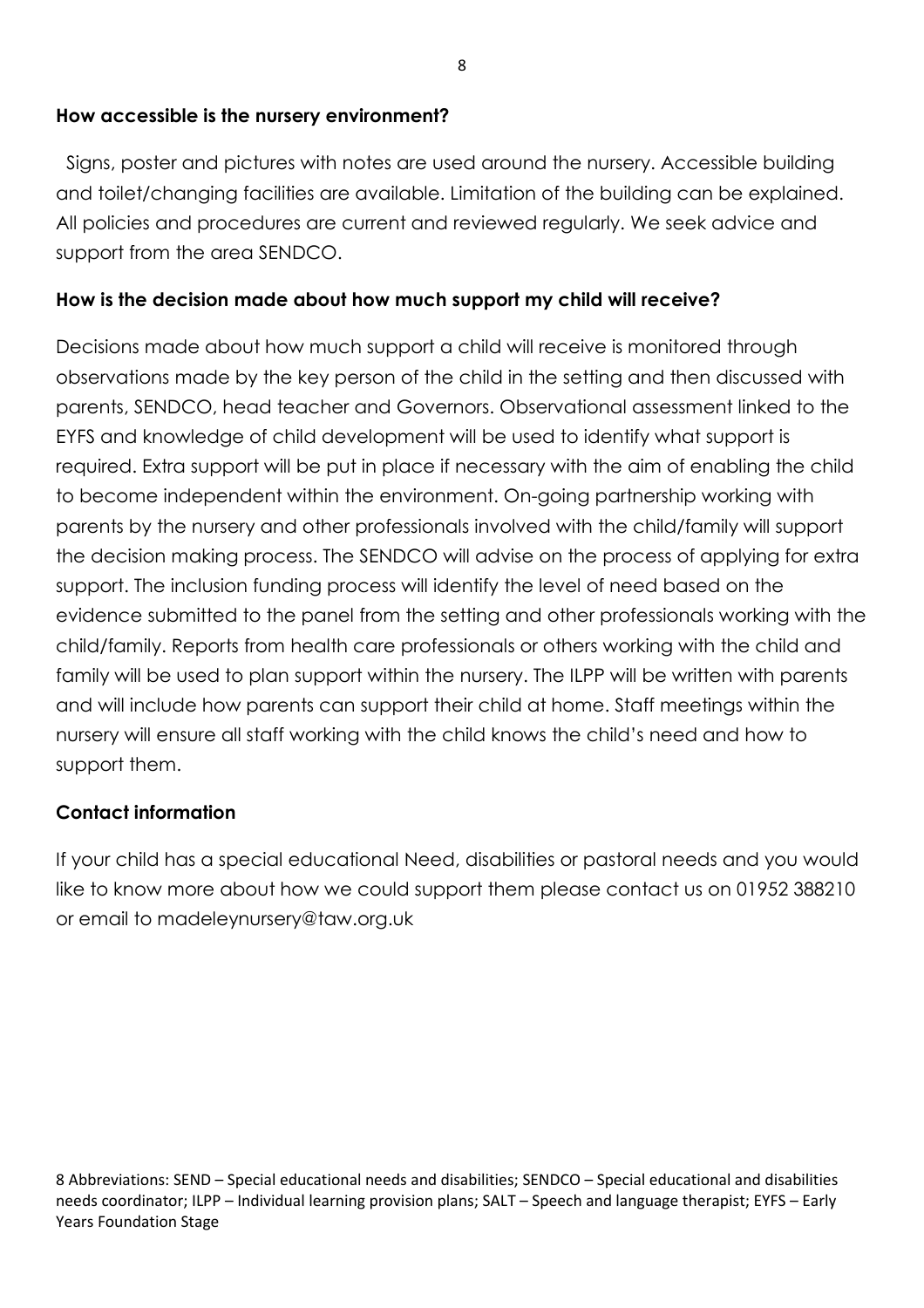**How accessible is the nursery environment?**

Signs, poster and pictures with notes are used around the nursery. Accessible building and toilet/changing facilities are available. Limitation of the building can be explained. All policies and procedures are current and reviewed regularly. We seek advice and support from the area SENDCO.

**How is the decision made about how much support my child will receive?**

Decisions made about how much support a child will receive is monitored through observations made by the key person of the child in the setting and then discussed with parents, SENDCO, head teacher and Governors. Observational assessment linked to the EYFS and knowledge of child development will be used to identify what support is required. Extra support will be put in place if necessary with the aim of enabling the child to become independent within the environment. On-going partnership working with parents by the nursery and other professionals involved with the child/family will support the decision making process. The SENDCO will advise on the process of applying for extra support. The inclusion funding process will identify the level of need based on the evidence submitted to the panel from the setting and other professionals working with the child/family. Reports from health care professionals or others working with the child and family will be used to plan support within the nursery. The ILPP will be written with parents and will include how parents can support their child at home. Staff meetings within the nursery will ensure all staff working with the child knows the child's need and how to support them.

**Contact information**

If your child has a special educational Need, disabilities or pastoral needs and you would like to know more about how we could support them please contact us on 01952 388210 or email to madeleynursery@taw.org.uk

8 Abbreviations: SEND – Special educational needs and disabilities; SENDCO – Special educational and disabilities needs coordinator; ILPP – Individual learning provision plans; SALT – Speech and language therapist; EYFS – Early Years Foundation Stage